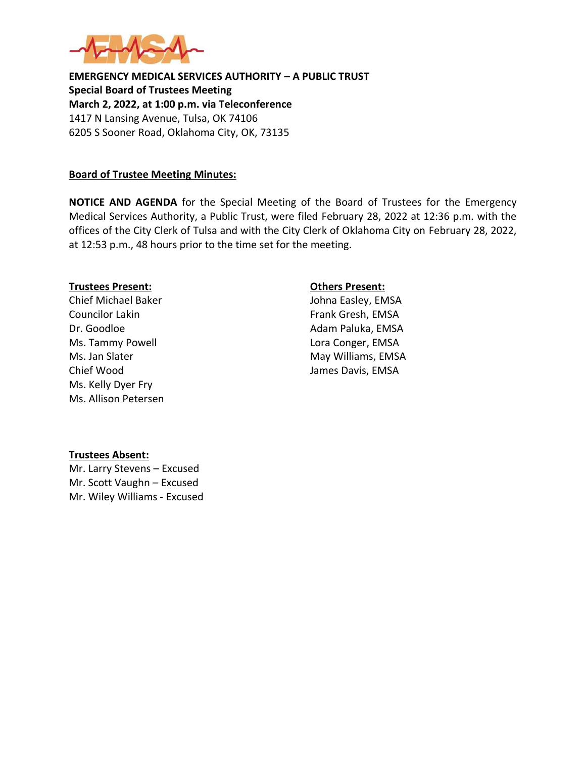**EMERGENCY MEDICAL SERVICES AUTHORITY – A PUBLIC TRUST**
**Special Board of Trustees Meeting**
**March 2, 2022, at 1:00 p.m. via Teleconference**
1417 N Lansing Avenue, Tulsa, OK 74106
6205 S Sooner Road, Oklahoma City, OK, 73135

**Board of Trustee Meeting Minutes:**

**NOTICE AND AGENDA** for the Special Meeting of the Board of Trustees for the Emergency Medical Services Authority, a Public Trust, were filed February 28, 2022 at 12:36 p.m. with the offices of the City Clerk of Tulsa and with the City Clerk of Oklahoma City on February 28, 2022, at 12:53 p.m., 48 hours prior to the time set for the meeting.

**Trustees Present:**
Chief Michael Baker
Councilor Lakin
Dr. Goodloe
Ms. Tammy Powell
Ms. Jan Slater
Chief Wood
Ms. Kelly Dyer Fry
Ms. Allison Petersen

**Others Present:**
Johna Easley, EMSA
Frank Gresh, EMSA
Adam Paluka, EMSA
Lora Conger, EMSA
May Williams, EMSA
James Davis, EMSA

**Trustees Absent:**
Mr. Larry Stevens – Excused
Mr. Scott Vaughn – Excused
Mr. Wiley Williams - Excused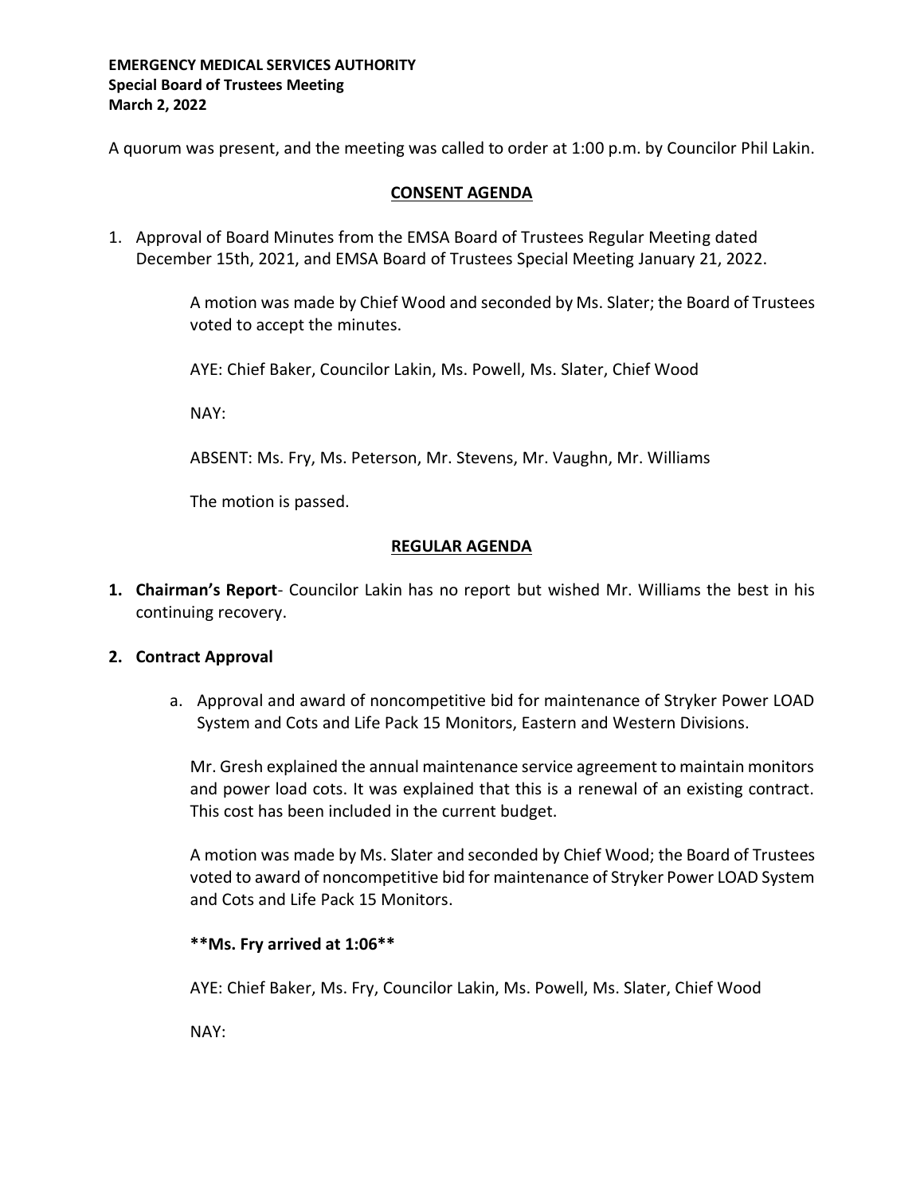**EMERGENCY MEDICAL SERVICES AUTHORITY**
**Special Board of Trustees Meeting**
**March 2, 2022**

A quorum was present, and the meeting was called to order at 1:00 p.m. by Councilor Phil Lakin.

## CONSENT AGENDA

1. Approval of Board Minutes from the EMSA Board of Trustees Regular Meeting dated December 15th, 2021, and EMSA Board of Trustees Special Meeting January 21, 2022.

   A motion was made by Chief Wood and seconded by Ms. Slater; the Board of Trustees voted to accept the minutes.

   AYE: Chief Baker, Councilor Lakin, Ms. Powell, Ms. Slater, Chief Wood

   NAY:

   ABSENT: Ms. Fry, Ms. Peterson, Mr. Stevens, Mr. Vaughn, Mr. Williams

   The motion is passed.

## REGULAR AGENDA

1. **Chairman's Report**- Councilor Lakin has no report but wished Mr. Williams the best in his continuing recovery.

2. **Contract Approval**

   a. Approval and award of noncompetitive bid for maintenance of Stryker Power LOAD System and Cots and Life Pack 15 Monitors, Eastern and Western Divisions.

   Mr. Gresh explained the annual maintenance service agreement to maintain monitors and power load cots. It was explained that this is a renewal of an existing contract. This cost has been included in the current budget.

   A motion was made by Ms. Slater and seconded by Chief Wood; the Board of Trustees voted to award of noncompetitive bid for maintenance of Stryker Power LOAD System and Cots and Life Pack 15 Monitors.

   **\*\*Ms. Fry arrived at 1:06\*\***

   AYE: Chief Baker, Ms. Fry, Councilor Lakin, Ms. Powell, Ms. Slater, Chief Wood

   NAY: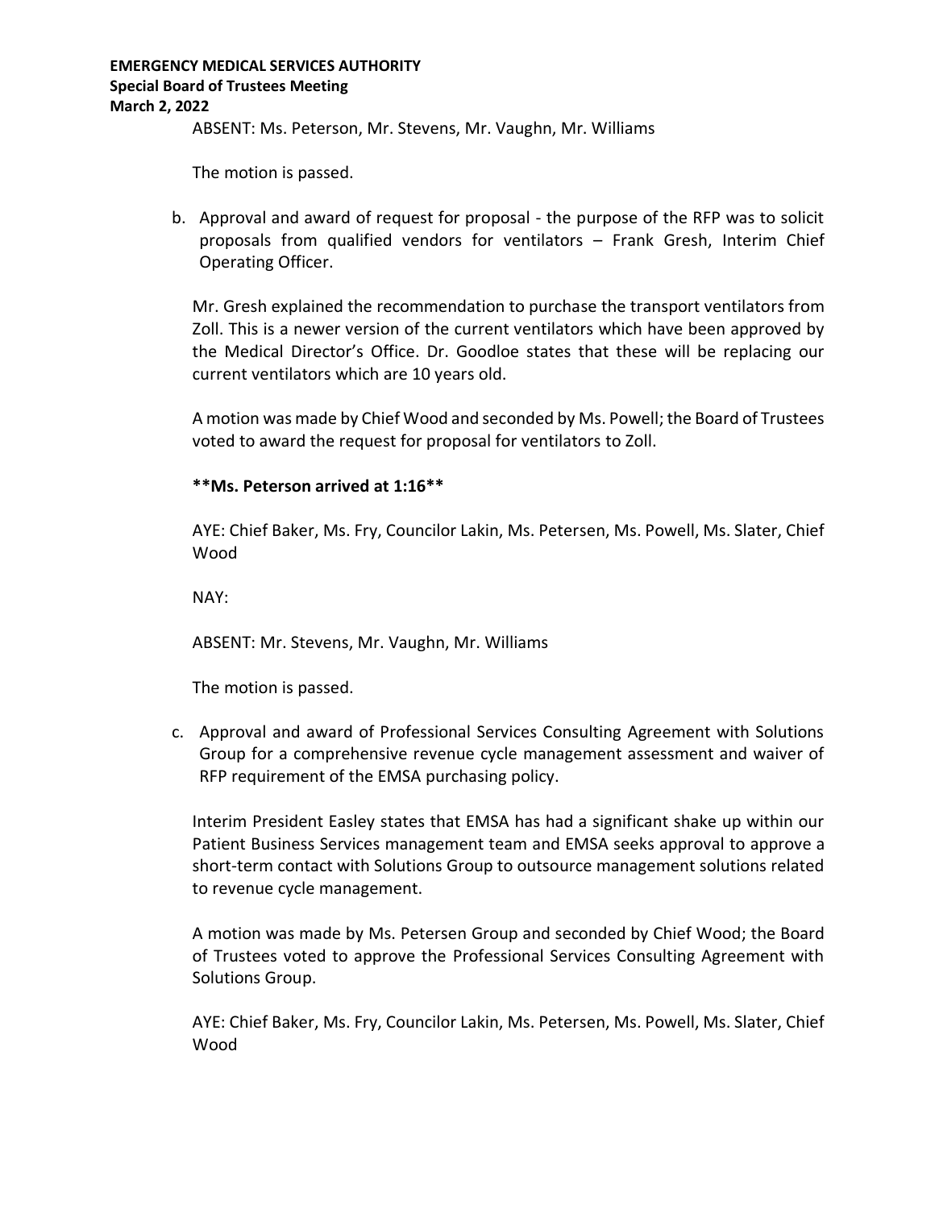ABSENT: Ms. Peterson, Mr. Stevens, Mr. Vaughn, Mr. Williams

The motion is passed.

b. Approval and award of request for proposal - the purpose of the RFP was to solicit proposals from qualified vendors for ventilators – Frank Gresh, Interim Chief Operating Officer.

Mr. Gresh explained the recommendation to purchase the transport ventilators from Zoll. This is a newer version of the current ventilators which have been approved by the Medical Director's Office. Dr. Goodloe states that these will be replacing our current ventilators which are 10 years old.

A motion was made by Chief Wood and seconded by Ms. Powell; the Board of Trustees voted to award the request for proposal for ventilators to Zoll.

**\*\*Ms. Peterson arrived at 1:16\*\***

AYE: Chief Baker, Ms. Fry, Councilor Lakin, Ms. Petersen, Ms. Powell, Ms. Slater, Chief Wood

NAY:

ABSENT: Mr. Stevens, Mr. Vaughn, Mr. Williams

The motion is passed.

c. Approval and award of Professional Services Consulting Agreement with Solutions Group for a comprehensive revenue cycle management assessment and waiver of RFP requirement of the EMSA purchasing policy.

Interim President Easley states that EMSA has had a significant shake up within our Patient Business Services management team and EMSA seeks approval to approve a short-term contact with Solutions Group to outsource management solutions related to revenue cycle management.

A motion was made by Ms. Petersen Group and seconded by Chief Wood; the Board of Trustees voted to approve the Professional Services Consulting Agreement with Solutions Group.

AYE: Chief Baker, Ms. Fry, Councilor Lakin, Ms. Petersen, Ms. Powell, Ms. Slater, Chief Wood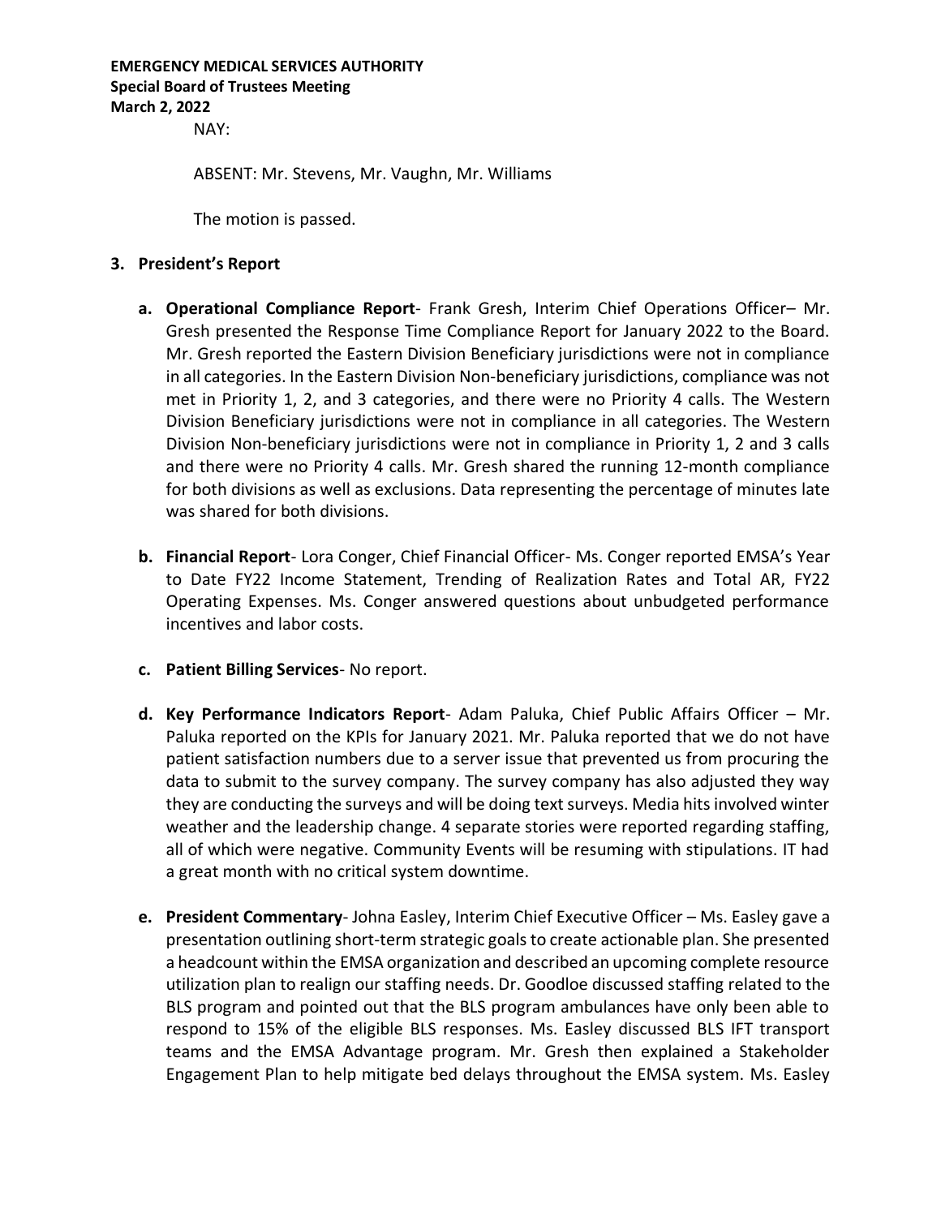NAY:

ABSENT: Mr. Stevens, Mr. Vaughn, Mr. Williams

The motion is passed.

**3. President's Report**

**a. Operational Compliance Report**- Frank Gresh, Interim Chief Operations Officer– Mr. Gresh presented the Response Time Compliance Report for January 2022 to the Board. Mr. Gresh reported the Eastern Division Beneficiary jurisdictions were not in compliance in all categories. In the Eastern Division Non-beneficiary jurisdictions, compliance was not met in Priority 1, 2, and 3 categories, and there were no Priority 4 calls. The Western Division Beneficiary jurisdictions were not in compliance in all categories. The Western Division Non-beneficiary jurisdictions were not in compliance in Priority 1, 2 and 3 calls and there were no Priority 4 calls. Mr. Gresh shared the running 12-month compliance for both divisions as well as exclusions. Data representing the percentage of minutes late was shared for both divisions.

**b. Financial Report**- Lora Conger, Chief Financial Officer- Ms. Conger reported EMSA's Year to Date FY22 Income Statement, Trending of Realization Rates and Total AR, FY22 Operating Expenses. Ms. Conger answered questions about unbudgeted performance incentives and labor costs.

**c. Patient Billing Services**- No report.

**d. Key Performance Indicators Report**- Adam Paluka, Chief Public Affairs Officer – Mr. Paluka reported on the KPIs for January 2021. Mr. Paluka reported that we do not have patient satisfaction numbers due to a server issue that prevented us from procuring the data to submit to the survey company. The survey company has also adjusted they way they are conducting the surveys and will be doing text surveys. Media hits involved winter weather and the leadership change. 4 separate stories were reported regarding staffing, all of which were negative. Community Events will be resuming with stipulations. IT had a great month with no critical system downtime.

**e. President Commentary**- Johna Easley, Interim Chief Executive Officer – Ms. Easley gave a presentation outlining short-term strategic goals to create actionable plan. She presented a headcount within the EMSA organization and described an upcoming complete resource utilization plan to realign our staffing needs. Dr. Goodloe discussed staffing related to the BLS program and pointed out that the BLS program ambulances have only been able to respond to 15% of the eligible BLS responses. Ms. Easley discussed BLS IFT transport teams and the EMSA Advantage program. Mr. Gresh then explained a Stakeholder Engagement Plan to help mitigate bed delays throughout the EMSA system. Ms. Easley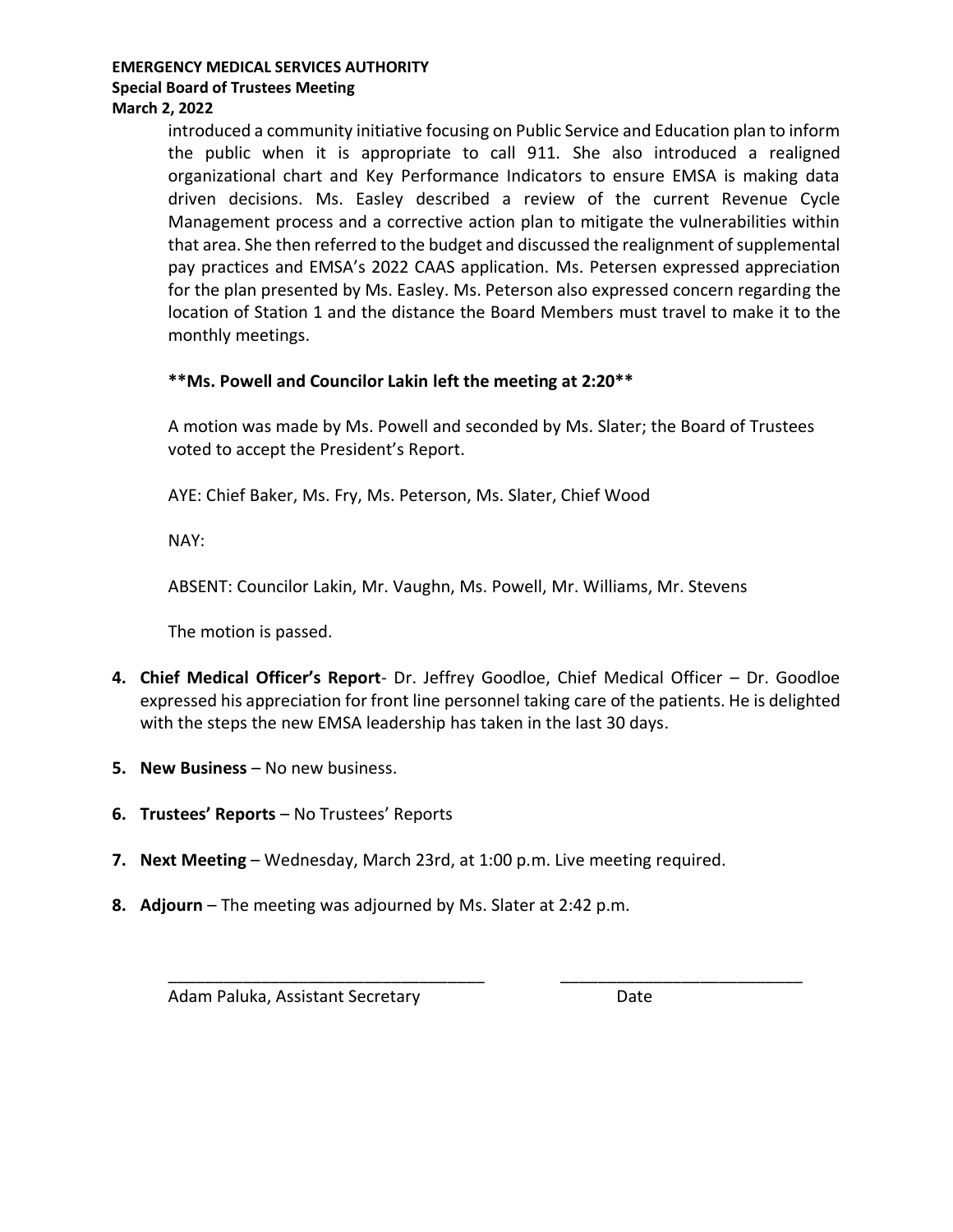introduced a community initiative focusing on Public Service and Education plan to inform the public when it is appropriate to call 911. She also introduced a realigned organizational chart and Key Performance Indicators to ensure EMSA is making data driven decisions. Ms. Easley described a review of the current Revenue Cycle Management process and a corrective action plan to mitigate the vulnerabilities within that area. She then referred to the budget and discussed the realignment of supplemental pay practices and EMSA's 2022 CAAS application. Ms. Petersen expressed appreciation for the plan presented by Ms. Easley. Ms. Peterson also expressed concern regarding the location of Station 1 and the distance the Board Members must travel to make it to the monthly meetings.

**\*\*Ms. Powell and Councilor Lakin left the meeting at 2:20\*\***

A motion was made by Ms. Powell and seconded by Ms. Slater; the Board of Trustees voted to accept the President's Report.

AYE: Chief Baker, Ms. Fry, Ms. Peterson, Ms. Slater, Chief Wood

NAY:

ABSENT: Councilor Lakin, Mr. Vaughn, Ms. Powell, Mr. Williams, Mr. Stevens

The motion is passed.

4. **Chief Medical Officer's Report**- Dr. Jeffrey Goodloe, Chief Medical Officer – Dr. Goodloe expressed his appreciation for front line personnel taking care of the patients. He is delighted with the steps the new EMSA leadership has taken in the last 30 days.

5. **New Business** – No new business.

6. **Trustees' Reports** – No Trustees' Reports

7. **Next Meeting** – Wednesday, March 23rd, at 1:00 p.m. Live meeting required.

8. **Adjourn** – The meeting was adjourned by Ms. Slater at 2:42 p.m.

___________________________________ ___________________________

Adam Paluka, Assistant Secretary Date